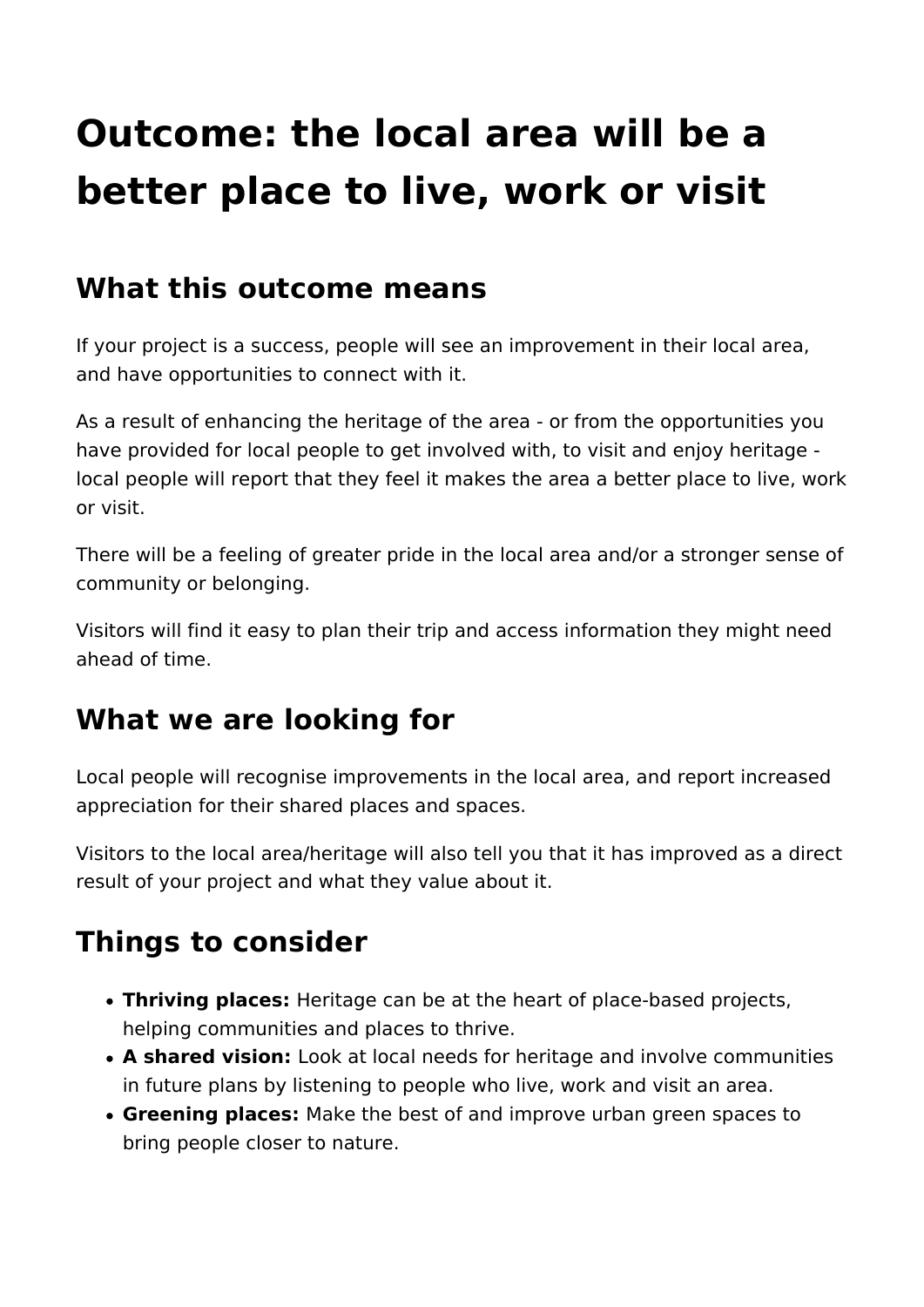# Outcome: the local area will be a better place to live, work or visit

## What this outcome means

If your project is a success, people will see an improvement in their local area, and have opportunities to connect with it.

As a result of enhancing the heritage of the area - or from the opportunities you have provided for local people to get involved with, to visit and enjoy heritage - local people will report that they feel it makes the area a better place to live, work or visit.

There will be a feeling of greater pride in the local area and/or a stronger sense of community or belonging.

Visitors will find it easy to plan their trip and access information they might need ahead of time.

## What we are looking for

Local people will recognise improvements in the local area, and report increased appreciation for their shared places and spaces.

Visitors to the local area/heritage will also tell you that it has improved as a direct result of your project and what they value about it.

## Things to consider

- **Thriving places:** Heritage can be at the heart of place-based projects, helping communities and places to thrive.
- **A shared vision:** Look at local needs for heritage and involve communities in future plans by listening to people who live, work and visit an area.
- **Greening places:** Make the best of and improve urban green spaces to bring people closer to nature.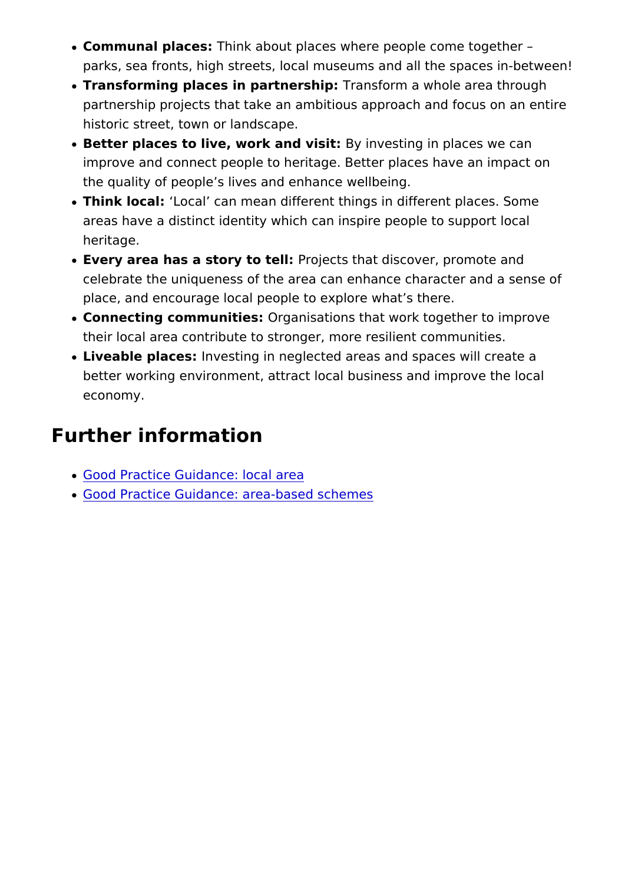- **Communal places:** Think about places where people come together – parks, sea fronts, high streets, local museums and all the spaces in-between!
- **Transforming places in partnership:** Transform a whole area through partnership projects that take an ambitious approach and focus on an entire historic street, town or landscape.
- **Better places to live, work and visit:** By investing in places we can improve and connect people to heritage. Better places have an impact on the quality of people's lives and enhance wellbeing.
- **Think local:** 'Local' can mean different things in different places. Some areas have a distinct identity which can inspire people to support local heritage.
- **Every area has a story to tell:** Projects that discover, promote and celebrate the uniqueness of the area can enhance character and a sense of place, and encourage local people to explore what's there.
- **Connecting communities:** Organisations that work together to improve their local area contribute to stronger, more resilient communities.
- **Liveable places:** Investing in neglected areas and spaces will create a better working environment, attract local business and improve the local economy.

## Further information

- Good Practice Guidance: local area
- Good Practice Guidance: area-based schemes